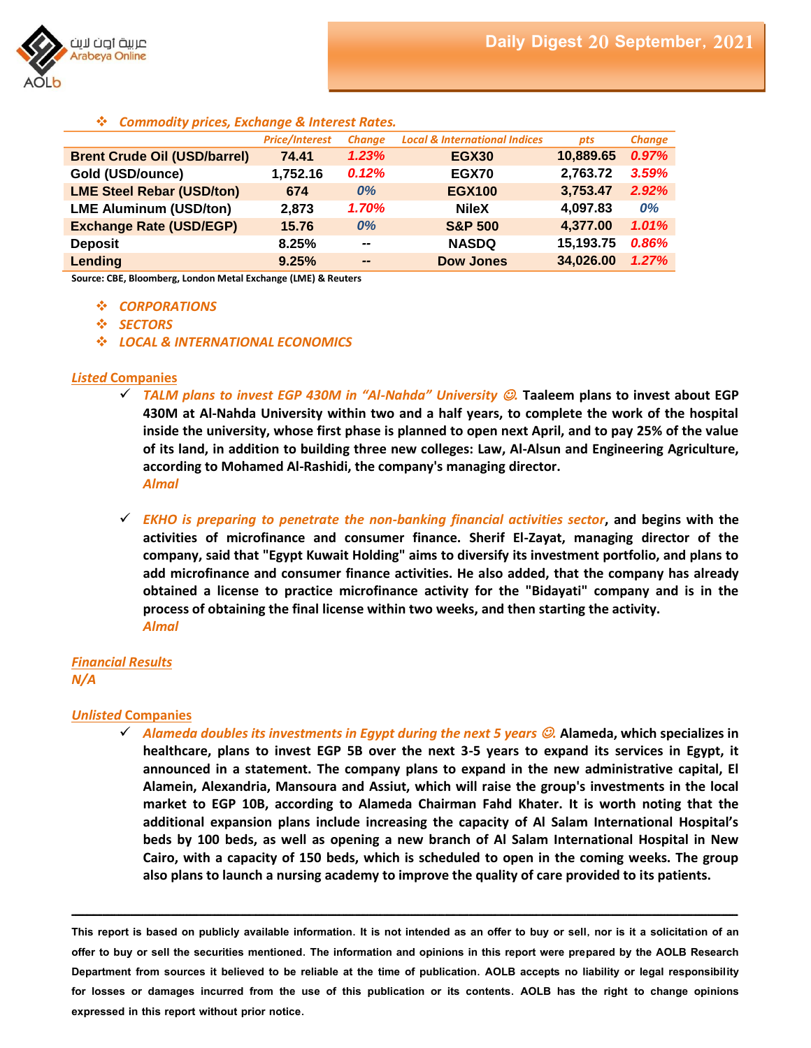# Daily Digest 20 September, 2021

❖ *Commodity prices, Exchange & Interest Rates.*

| | Price/Interest | Change | Local & International Indices | pts | Change |
|---|---|---|---|---|---|
| **Brent Crude Oil (USD/barrel)** | 74.41 | 1.23% | EGX30 | 10,889.65 | 0.97% |
| **Gold (USD/ounce)** | 1,752.16 | 0.12% | EGX70 | 2,763.72 | 3.59% |
| **LME Steel Rebar (USD/ton)** | 674 | 0% | EGX100 | 3,753.47 | 2.92% |
| **LME Aluminum (USD/ton)** | 2,873 | 1.70% | NileX | 4,097.83 | 0% |
| **Exchange Rate (USD/EGP)** | 15.76 | 0% | S&P 500 | 4,377.00 | 1.01% |
| **Deposit** | 8.25% | -- | NASDQ | 15,193.75 | 0.86% |
| **Lending** | 9.25% | -- | Dow Jones | 34,026.00 | 1.27% |

Source: CBE, Bloomberg, London Metal Exchange (LME) & Reuters

- ❖ *CORPORATIONS*
- ❖ *SECTORS*
- ❖ *LOCAL & INTERNATIONAL ECONOMICS*

## Listed Companies

- ✓ *TALM plans to invest EGP 430M in "Al-Nahda" University ☺.* **Taaleem plans to invest about EGP 430M at Al-Nahda University within two and a half years, to complete the work of the hospital inside the university, whose first phase is planned to open next April, and to pay 25% of the value of its land, in addition to building three new colleges: Law, Al-Alsun and Engineering Agriculture, according to Mohamed Al-Rashidi, the company's managing director.**
  *Almal*

- ✓ *EKHO is preparing to penetrate the non-banking financial activities sector*, **and begins with the activities of microfinance and consumer finance. Sherif El-Zayat, managing director of the company, said that "Egypt Kuwait Holding" aims to diversify its investment portfolio, and plans to add microfinance and consumer finance activities. He also added, that the company has already obtained a license to practice microfinance activity for the "Bidayati" company and is in the process of obtaining the final license within two weeks, and then starting the activity.**
  *Almal*

## Financial Results

*N/A*

## Unlisted Companies

- ✓ *Alameda doubles its investments in Egypt during the next 5 years ☺.* **Alameda, which specializes in healthcare, plans to invest EGP 5B over the next 3-5 years to expand its services in Egypt, it announced in a statement. The company plans to expand in the new administrative capital, El Alamein, Alexandria, Mansoura and Assiut, which will raise the group's investments in the local market to EGP 10B, according to Alameda Chairman Fahd Khater. It is worth noting that the additional expansion plans include increasing the capacity of Al Salam International Hospital's beds by 100 beds, as well as opening a new branch of Al Salam International Hospital in New Cairo, with a capacity of 150 beds, which is scheduled to open in the coming weeks. The group also plans to launch a nursing academy to improve the quality of care provided to its patients.**

---

**This report is based on publicly available information. It is not intended as an offer to buy or sell, nor is it a solicitation of an offer to buy or sell the securities mentioned. The information and opinions in this report were prepared by the AOLB Research Department from sources it believed to be reliable at the time of publication. AOLB accepts no liability or legal responsibility for losses or damages incurred from the use of this publication or its contents. AOLB has the right to change opinions expressed in this report without prior notice.**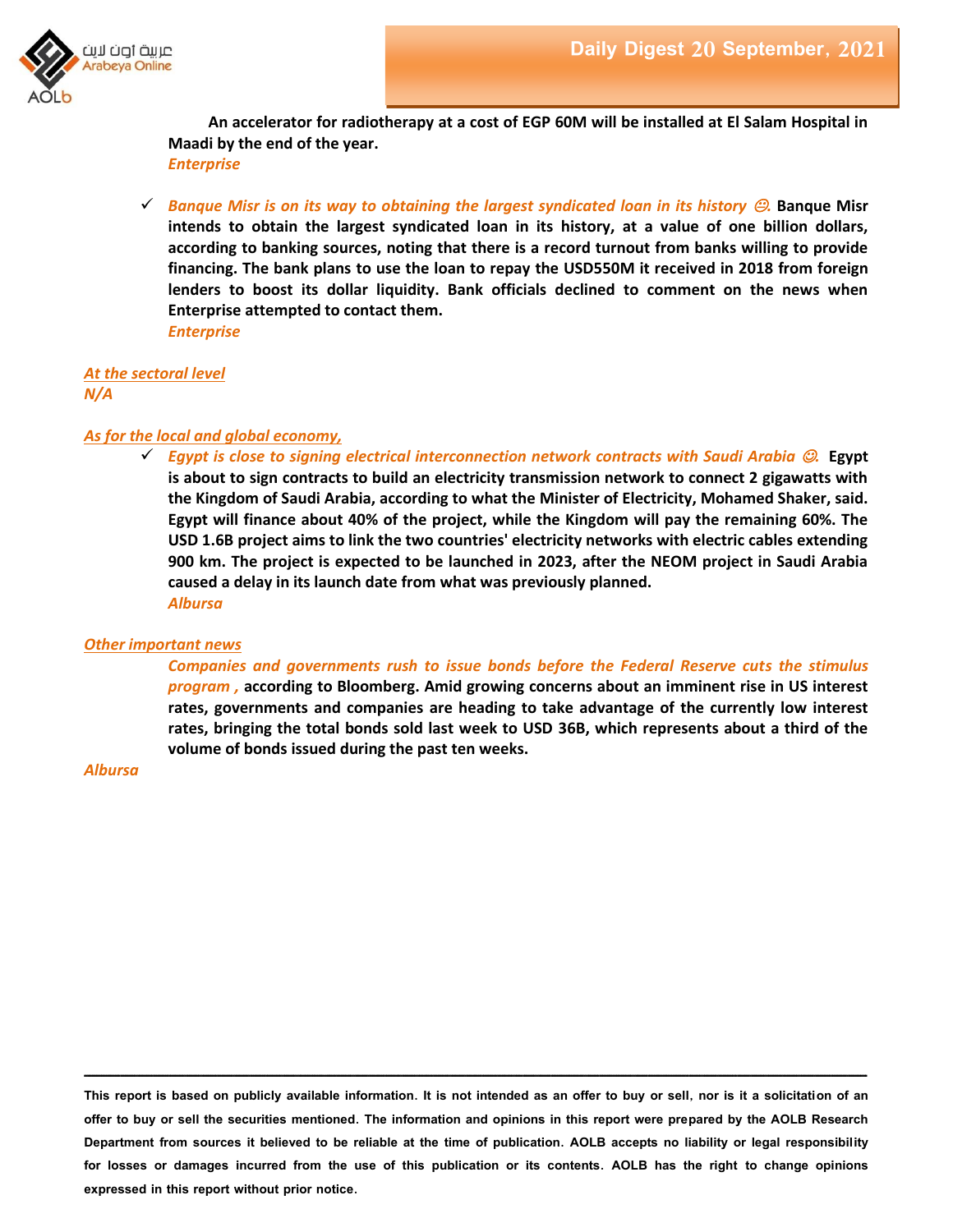An accelerator for radiotherapy at a cost of EGP 60M will be installed at El Salam Hospital in Maadi by the end of the year.

*Enterprise*

- ✓ ***Banque Misr is on its way to obtaining the largest syndicated loan in its history ☺.*** **Banque Misr intends to obtain the largest syndicated loan in its history, at a value of one billion dollars, according to banking sources, noting that there is a record turnout from banks willing to provide financing. The bank plans to use the loan to repay the USD550M it received in 2018 from foreign lenders to boost its dollar liquidity. Bank officials declined to comment on the news when Enterprise attempted to contact them.**

  *Enterprise*

***At the sectoral level***

***N/A***

***As for the local and global economy,***

- ✓ ***Egypt is close to signing electrical interconnection network contracts with Saudi Arabia ☺.*** **Egypt is about to sign contracts to build an electricity transmission network to connect 2 gigawatts with the Kingdom of Saudi Arabia, according to what the Minister of Electricity, Mohamed Shaker, said. Egypt will finance about 40% of the project, while the Kingdom will pay the remaining 60%. The USD 1.6B project aims to link the two countries' electricity networks with electric cables extending 900 km. The project is expected to be launched in 2023, after the NEOM project in Saudi Arabia caused a delay in its launch date from what was previously planned.**

  *Albursa*

***Other important news***

***Companies and governments rush to issue bonds before the Federal Reserve cuts the stimulus program ,*** **according to Bloomberg. Amid growing concerns about an imminent rise in US interest rates, governments and companies are heading to take advantage of the currently low interest rates, bringing the total bonds sold last week to USD 36B, which represents about a third of the volume of bonds issued during the past ten weeks.**

*Albursa*

---

**This report is based on publicly available information. It is not intended as an offer to buy or sell, nor is it a solicitation of an offer to buy or sell the securities mentioned. The information and opinions in this report were prepared by the AOLB Research Department from sources it believed to be reliable at the time of publication. AOLB accepts no liability or legal responsibility for losses or damages incurred from the use of this publication or its contents. AOLB has the right to change opinions expressed in this report without prior notice.**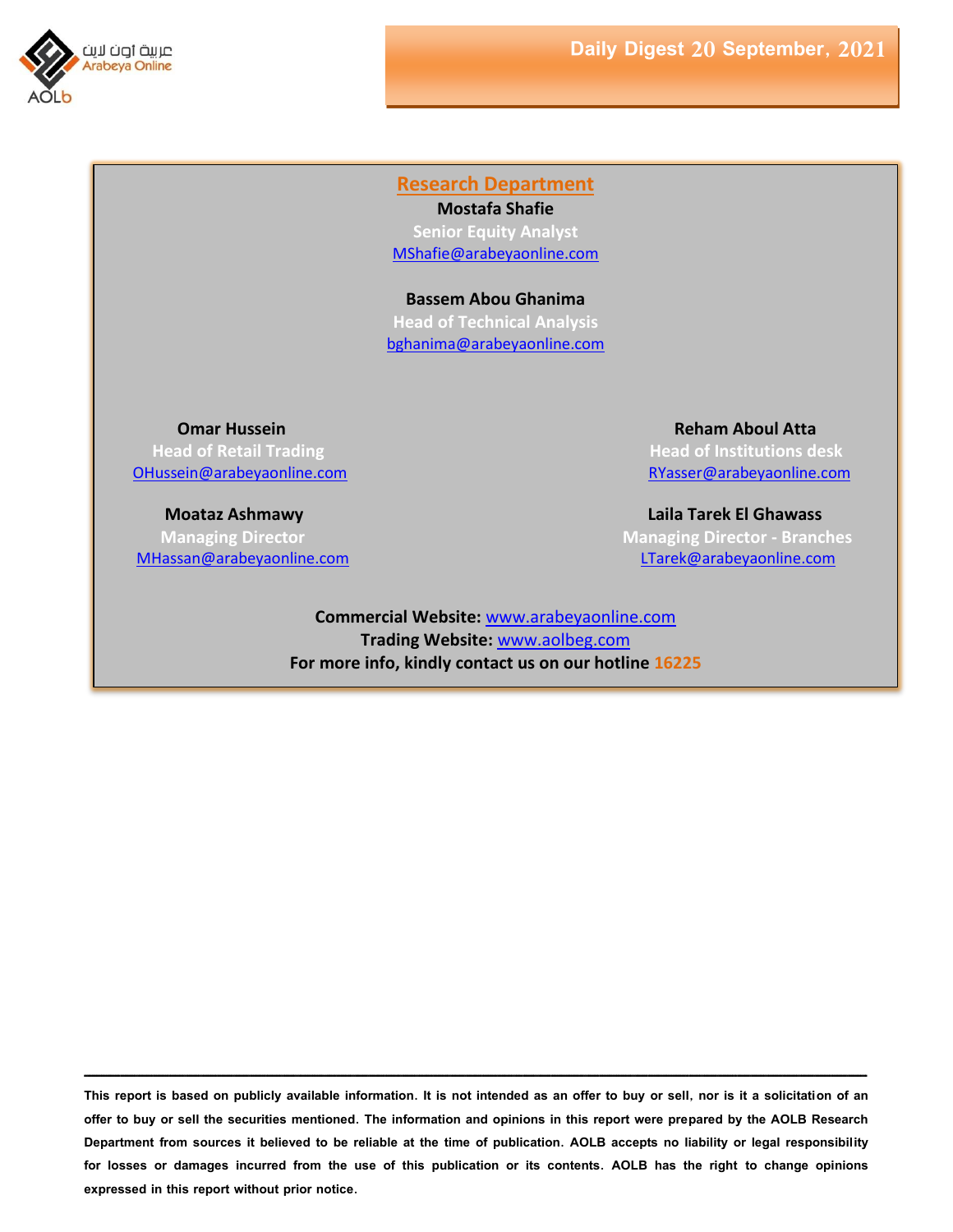## Research Department

**Mostafa Shafie**
Senior Equity Analyst
MShafie@arabeyaonline.com

**Bassem Abou Ghanima**
Head of Technical Analysis
bghanima@arabeyaonline.com

**Omar Hussein**
Head of Retail Trading
OHussein@arabeyaonline.com

**Reham Aboul Atta**
Head of Institutions desk
RYasser@arabeyaonline.com

**Moataz Ashmawy**
Managing Director
MHassan@arabeyaonline.com

**Laila Tarek El Ghawass**
Managing Director - Branches
LTarek@arabeyaonline.com

**Commercial Website:** www.arabeyaonline.com
**Trading Website:** www.aolbeg.com
**For more info, kindly contact us on our hotline 16225**

---

**This report is based on publicly available information. It is not intended as an offer to buy or sell, nor is it a solicitation of an offer to buy or sell the securities mentioned. The information and opinions in this report were prepared by the AOLB Research Department from sources it believed to be reliable at the time of publication. AOLB accepts no liability or legal responsibility for losses or damages incurred from the use of this publication or its contents. AOLB has the right to change opinions expressed in this report without prior notice.**